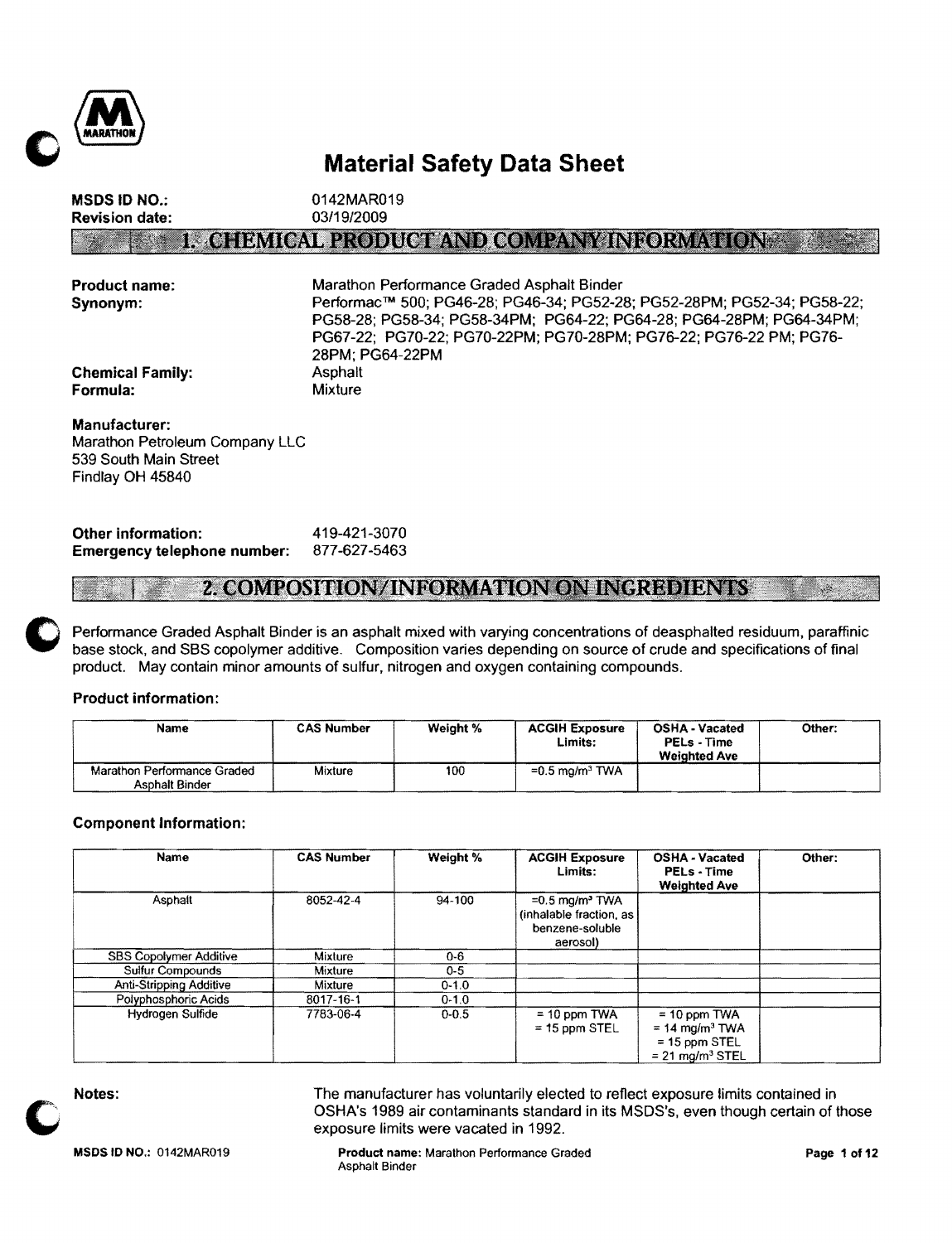# Material Safety Data Sheet

**MSDS ID NO.:** 0142MAR019
**Revision date:** 03/19/2009

## 1. CHEMICAL PRODUCT AND COMPANY INFORMATION

**Product name:** Marathon Performance Graded Asphalt Binder

**Synonym:** Performac™ 500; PG46-28; PG46-34; PG52-28; PG52-28PM; PG52-34; PG58-22; PG58-28; PG58-34; PG58-34PM; PG64-22; PG64-28; PG64-28PM; PG64-34PM; PG67-22; PG70-22; PG70-22PM; PG70-28PM; PG76-22; PG76-22 PM; PG76-28PM; PG64-22PM

**Chemical Family:** Asphalt

**Formula:** Mixture

**Manufacturer:**
Marathon Petroleum Company LLC
539 South Main Street
Findlay OH 45840

**Other information:** 419-421-3070
**Emergency telephone number:** 877-627-5463

## 2. COMPOSITION/INFORMATION ON INGREDIENTS

Performance Graded Asphalt Binder is an asphalt mixed with varying concentrations of deasphalted residuum, paraffinic base stock, and SBS copolymer additive. Composition varies depending on source of crude and specifications of final product. May contain minor amounts of sulfur, nitrogen and oxygen containing compounds.

### Product information:

| Name | CAS Number | Weight % | ACGIH Exposure Limits: | OSHA - Vacated PELs - Time Weighted Ave | Other: |
|---|---|---|---|---|---|
| Marathon Performance Graded Asphalt Binder | Mixture | 100 | =0.5 mg/m³ TWA | | |

### Component Information:

| Name | CAS Number | Weight % | ACGIH Exposure Limits: | OSHA - Vacated PELs - Time Weighted Ave | Other: |
|---|---|---|---|---|---|
| Asphalt | 8052-42-4 | 94-100 | =0.5 mg/m³ TWA (inhalable fraction, as benzene-soluble aerosol) | | |
| SBS Copolymer Additive | Mixture | 0-6 | | | |
| Sulfur Compounds | Mixture | 0-5 | | | |
| Anti-Stripping Additive | Mixture | 0-1.0 | | | |
| Polyphosphoric Acids | 8017-16-1 | 0-1.0 | | | |
| Hydrogen Sulfide | 7783-06-4 | 0-0.5 | = 10 ppm TWA = 15 ppm STEL | = 10 ppm TWA = 14 mg/m³ TWA = 15 ppm STEL = 21 mg/m³ STEL | |

**Notes:** The manufacturer has voluntarily elected to reflect exposure limits contained in OSHA's 1989 air contaminants standard in its MSDS's, even though certain of those exposure limits were vacated in 1992.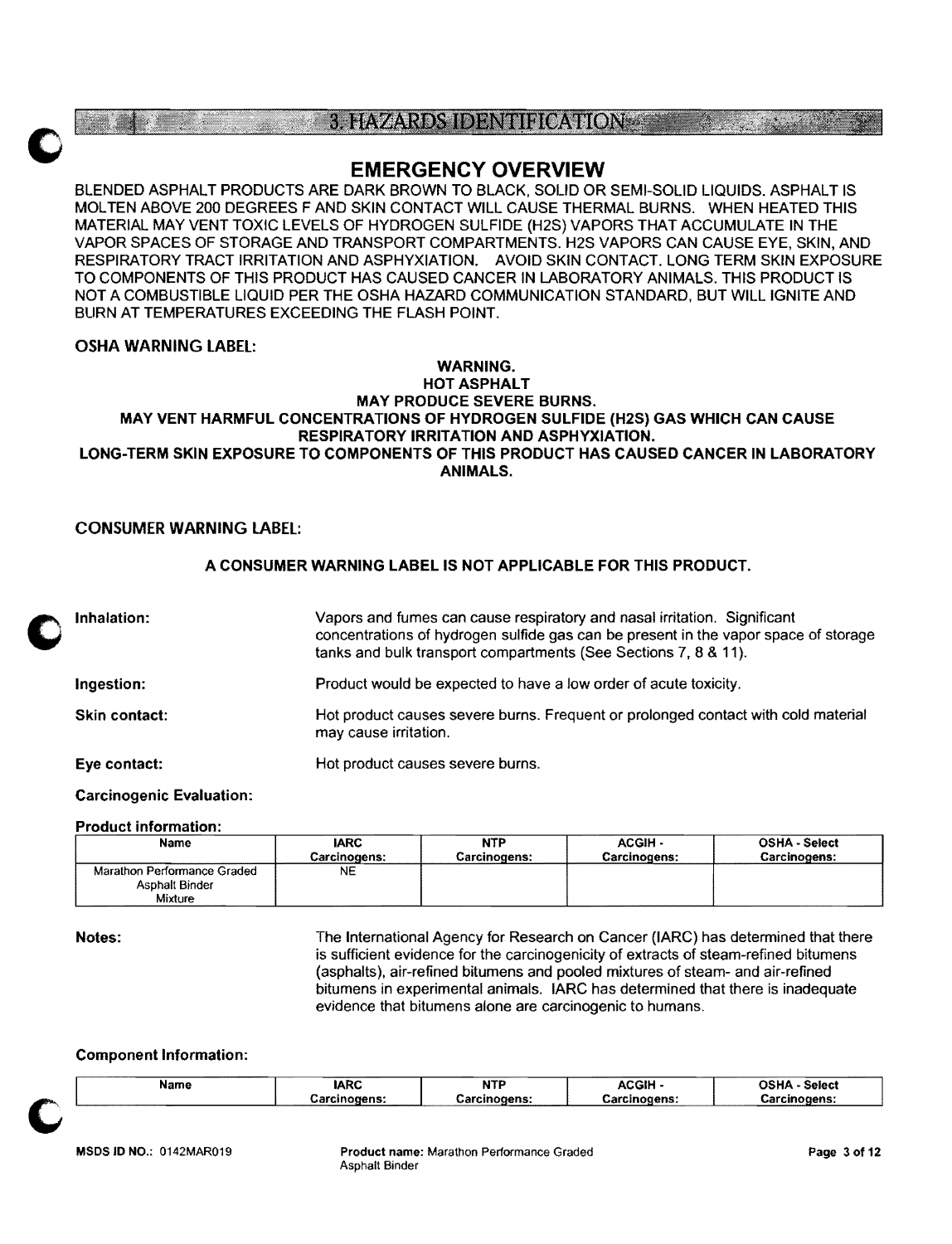## 3. HAZARDS IDENTIFICATION

### EMERGENCY OVERVIEW

BLENDED ASPHALT PRODUCTS ARE DARK BROWN TO BLACK, SOLID OR SEMI-SOLID LIQUIDS. ASPHALT IS MOLTEN ABOVE 200 DEGREES F AND SKIN CONTACT WILL CAUSE THERMAL BURNS. WHEN HEATED THIS MATERIAL MAY VENT TOXIC LEVELS OF HYDROGEN SULFIDE (H2S) VAPORS THAT ACCUMULATE IN THE VAPOR SPACES OF STORAGE AND TRANSPORT COMPARTMENTS. H2S VAPORS CAN CAUSE EYE, SKIN, AND RESPIRATORY TRACT IRRITATION AND ASPHYXIATION. AVOID SKIN CONTACT. LONG TERM SKIN EXPOSURE TO COMPONENTS OF THIS PRODUCT HAS CAUSED CANCER IN LABORATORY ANIMALS. THIS PRODUCT IS NOT A COMBUSTIBLE LIQUID PER THE OSHA HAZARD COMMUNICATION STANDARD, BUT WILL IGNITE AND BURN AT TEMPERATURES EXCEEDING THE FLASH POINT.

**OSHA WARNING LABEL:**

**WARNING.**
**HOT ASPHALT**
**MAY PRODUCE SEVERE BURNS.**
**MAY VENT HARMFUL CONCENTRATIONS OF HYDROGEN SULFIDE (H2S) GAS WHICH CAN CAUSE RESPIRATORY IRRITATION AND ASPHYXIATION.**
**LONG-TERM SKIN EXPOSURE TO COMPONENTS OF THIS PRODUCT HAS CAUSED CANCER IN LABORATORY ANIMALS.**

**CONSUMER WARNING LABEL:**

**A CONSUMER WARNING LABEL IS NOT APPLICABLE FOR THIS PRODUCT.**

**Inhalation:** Vapors and fumes can cause respiratory and nasal irritation. Significant concentrations of hydrogen sulfide gas can be present in the vapor space of storage tanks and bulk transport compartments (See Sections 7, 8 & 11).

**Ingestion:** Product would be expected to have a low order of acute toxicity.

**Skin contact:** Hot product causes severe burns. Frequent or prolonged contact with cold material may cause irritation.

**Eye contact:** Hot product causes severe burns.

**Carcinogenic Evaluation:**

**Product information:**

| Name | IARC Carcinogens: | NTP Carcinogens: | ACGIH - Carcinogens: | OSHA - Select Carcinogens: |
|---|---|---|---|---|
| Marathon Performance Graded Asphalt Binder Mixture | NE | | | |

**Notes:** The International Agency for Research on Cancer (IARC) has determined that there is sufficient evidence for the carcinogenicity of extracts of steam-refined bitumens (asphalts), air-refined bitumens and pooled mixtures of steam- and air-refined bitumens in experimental animals. IARC has determined that there is inadequate evidence that bitumens alone are carcinogenic to humans.

**Component Information:**

| Name | IARC Carcinogens: | NTP Carcinogens: | ACGIH - Carcinogens: | OSHA - Select Carcinogens: |
|---|---|---|---|---|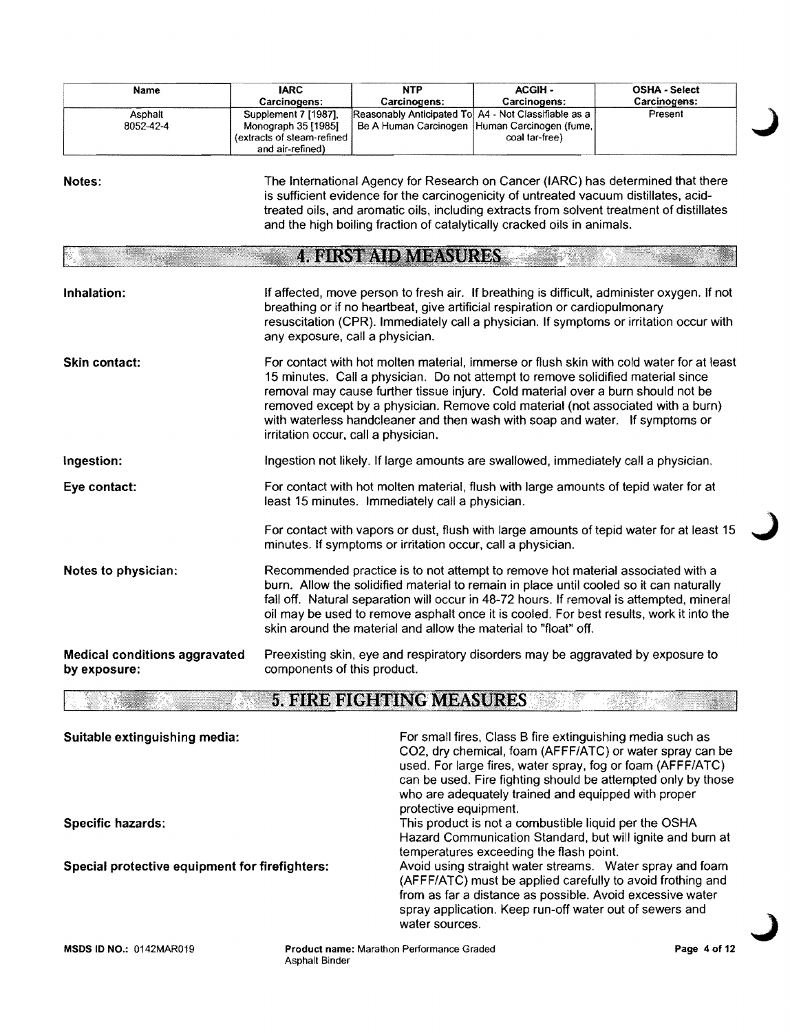| Name | IARC Carcinogens: | NTP Carcinogens: | ACGIH - Carcinogens: | OSHA - Select Carcinogens: |
|---|---|---|---|---|
| Asphalt 8052-42-4 | Supplement 7 [1987], Monograph 35 [1985] (extracts of steam-refined and air-refined) | Reasonably Anticipated To Be A Human Carcinogen | A4 - Not Classifiable as a Human Carcinogen (fume, coal tar-free) | Present |

**Notes:** The International Agency for Research on Cancer (IARC) has determined that there is sufficient evidence for the carcinogenicity of untreated vacuum distillates, acid-treated oils, and aromatic oils, including extracts from solvent treatment of distillates and the high boiling fraction of catalytically cracked oils in animals.

## 4. FIRST AID MEASURES

**Inhalation:** If affected, move person to fresh air. If breathing is difficult, administer oxygen. If not breathing or if no heartbeat, give artificial respiration or cardiopulmonary resuscitation (CPR). Immediately call a physician. If symptoms or irritation occur with any exposure, call a physician.

**Skin contact:** For contact with hot molten material, immerse or flush skin with cold water for at least 15 minutes. Call a physician. Do not attempt to remove solidified material since removal may cause further tissue injury. Cold material over a burn should not be removed except by a physician. Remove cold material (not associated with a burn) with waterless handcleaner and then wash with soap and water. If symptoms or irritation occur, call a physician.

**Ingestion:** Ingestion not likely. If large amounts are swallowed, immediately call a physician.

**Eye contact:** For contact with hot molten material, flush with large amounts of tepid water for at least 15 minutes. Immediately call a physician.

For contact with vapors or dust, flush with large amounts of tepid water for at least 15 minutes. If symptoms or irritation occur, call a physician.

**Notes to physician:** Recommended practice is to not attempt to remove hot material associated with a burn. Allow the solidified material to remain in place until cooled so it can naturally fall off. Natural separation will occur in 48-72 hours. If removal is attempted, mineral oil may be used to remove asphalt once it is cooled. For best results, work it into the skin around the material and allow the material to "float" off.

**Medical conditions aggravated by exposure:** Preexisting skin, eye and respiratory disorders may be aggravated by exposure to components of this product.

## 5. FIRE FIGHTING MEASURES

**Suitable extinguishing media:** For small fires, Class B fire extinguishing media such as CO2, dry chemical, foam (AFFF/ATC) or water spray can be used. For large fires, water spray, fog or foam (AFFF/ATC) can be used. Fire fighting should be attempted only by those who are adequately trained and equipped with proper protective equipment.

**Specific hazards:** This product is not a combustible liquid per the OSHA Hazard Communication Standard, but will ignite and burn at temperatures exceeding the flash point.

**Special protective equipment for firefighters:** Avoid using straight water streams. Water spray and foam (AFFF/ATC) must be applied carefully to avoid frothing and from as far a distance as possible. Avoid excessive water spray application. Keep run-off water out of sewers and water sources.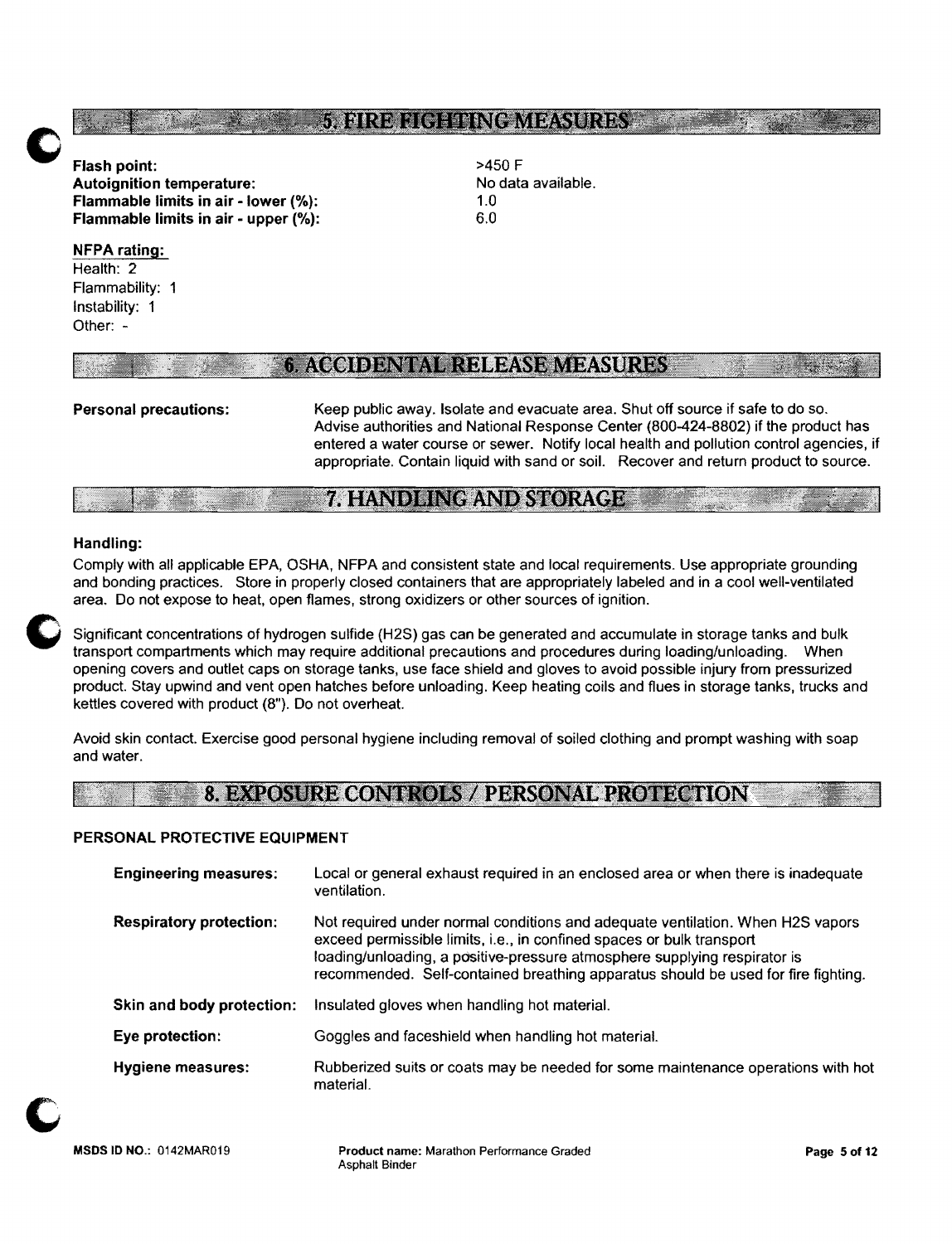## 5. FIRE FIGHTING MEASURES

**Flash point:** >450 F
**Autoignition temperature:** No data available.
**Flammable limits in air - lower (%):** 1.0
**Flammable limits in air - upper (%):** 6.0

**NFPA rating:**
Health: 2
Flammability: 1
Instability: 1
Other: -

## 6. ACCIDENTAL RELEASE MEASURES

**Personal precautions:** Keep public away. Isolate and evacuate area. Shut off source if safe to do so. Advise authorities and National Response Center (800-424-8802) if the product has entered a water course or sewer. Notify local health and pollution control agencies, if appropriate. Contain liquid with sand or soil. Recover and return product to source.

## 7. HANDLING AND STORAGE

### Handling:

Comply with all applicable EPA, OSHA, NFPA and consistent state and local requirements. Use appropriate grounding and bonding practices. Store in properly closed containers that are appropriately labeled and in a cool well-ventilated area. Do not expose to heat, open flames, strong oxidizers or other sources of ignition.

Significant concentrations of hydrogen sulfide ($H_2S$) gas can be generated and accumulate in storage tanks and bulk transport compartments which may require additional precautions and procedures during loading/unloading. When opening covers and outlet caps on storage tanks, use face shield and gloves to avoid possible injury from pressurized product. Stay upwind and vent open hatches before unloading. Keep heating coils and flues in storage tanks, trucks and kettles covered with product (8"). Do not overheat.

Avoid skin contact. Exercise good personal hygiene including removal of soiled clothing and prompt washing with soap and water.

## 8. EXPOSURE CONTROLS / PERSONAL PROTECTION

### PERSONAL PROTECTIVE EQUIPMENT

**Engineering measures:** Local or general exhaust required in an enclosed area or when there is inadequate ventilation.

**Respiratory protection:** Not required under normal conditions and adequate ventilation. When $H_2S$ vapors exceed permissible limits, i.e., in confined spaces or bulk transport loading/unloading, a positive-pressure atmosphere supplying respirator is recommended. Self-contained breathing apparatus should be used for fire fighting.

**Skin and body protection:** Insulated gloves when handling hot material.

**Eye protection:** Goggles and faceshield when handling hot material.

**Hygiene measures:** Rubberized suits or coats may be needed for some maintenance operations with hot material.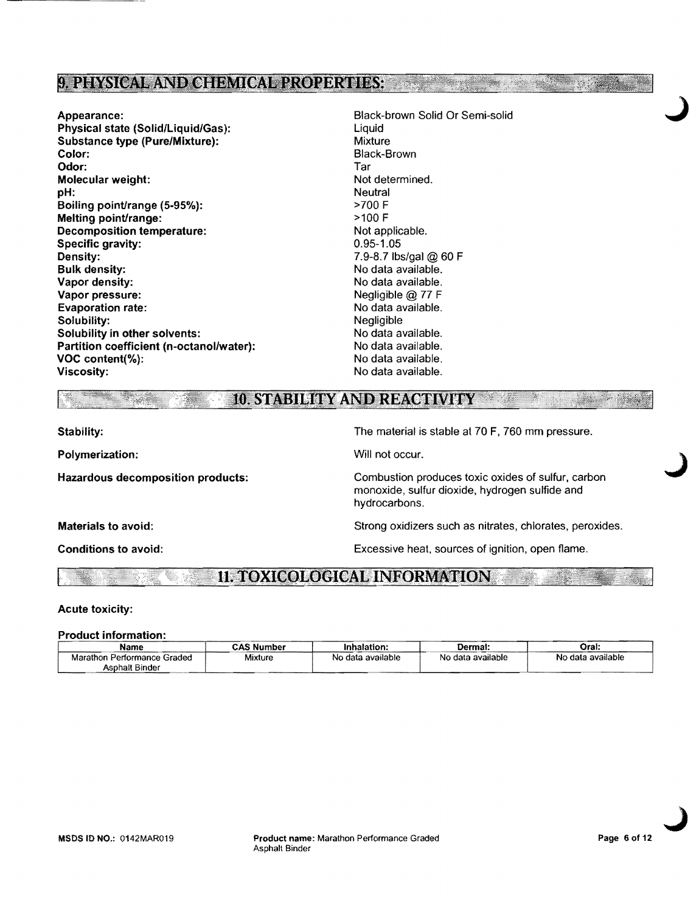## 9. PHYSICAL AND CHEMICAL PROPERTIES:

| | |
|---|---|
| **Appearance:** | Black-brown Solid Or Semi-solid |
| **Physical state (Solid/Liquid/Gas):** | Liquid |
| **Substance type (Pure/Mixture):** | Mixture |
| **Color:** | Black-Brown |
| **Odor:** | Tar |
| **Molecular weight:** | Not determined. |
| **pH:** | Neutral |
| **Boiling point/range (5-95%):** | >700 F |
| **Melting point/range:** | >100 F |
| **Decomposition temperature:** | Not applicable. |
| **Specific gravity:** | 0.95-1.05 |
| **Density:** | 7.9-8.7 lbs/gal @ 60 F |
| **Bulk density:** | No data available. |
| **Vapor density:** | No data available. |
| **Vapor pressure:** | Negligible @ 77 F |
| **Evaporation rate:** | No data available. |
| **Solubility:** | Negligible |
| **Solubility in other solvents:** | No data available. |
| **Partition coefficient (n-octanol/water):** | No data available. |
| **VOC content(%):** | No data available. |
| **Viscosity:** | No data available. |

## 10. STABILITY AND REACTIVITY

**Stability:** The material is stable at 70 F, 760 mm pressure.

**Polymerization:** Will not occur.

**Hazardous decomposition products:** Combustion produces toxic oxides of sulfur, carbon monoxide, sulfur dioxide, hydrogen sulfide and hydrocarbons.

**Materials to avoid:** Strong oxidizers such as nitrates, chlorates, peroxides.

**Conditions to avoid:** Excessive heat, sources of ignition, open flame.

## 11. TOXICOLOGICAL INFORMATION

**Acute toxicity:**

**Product information:**

| Name | CAS Number | Inhalation: | Dermal: | Oral: |
|---|---|---|---|---|
| Marathon Performance Graded Asphalt Binder | Mixture | No data available | No data available | No data available |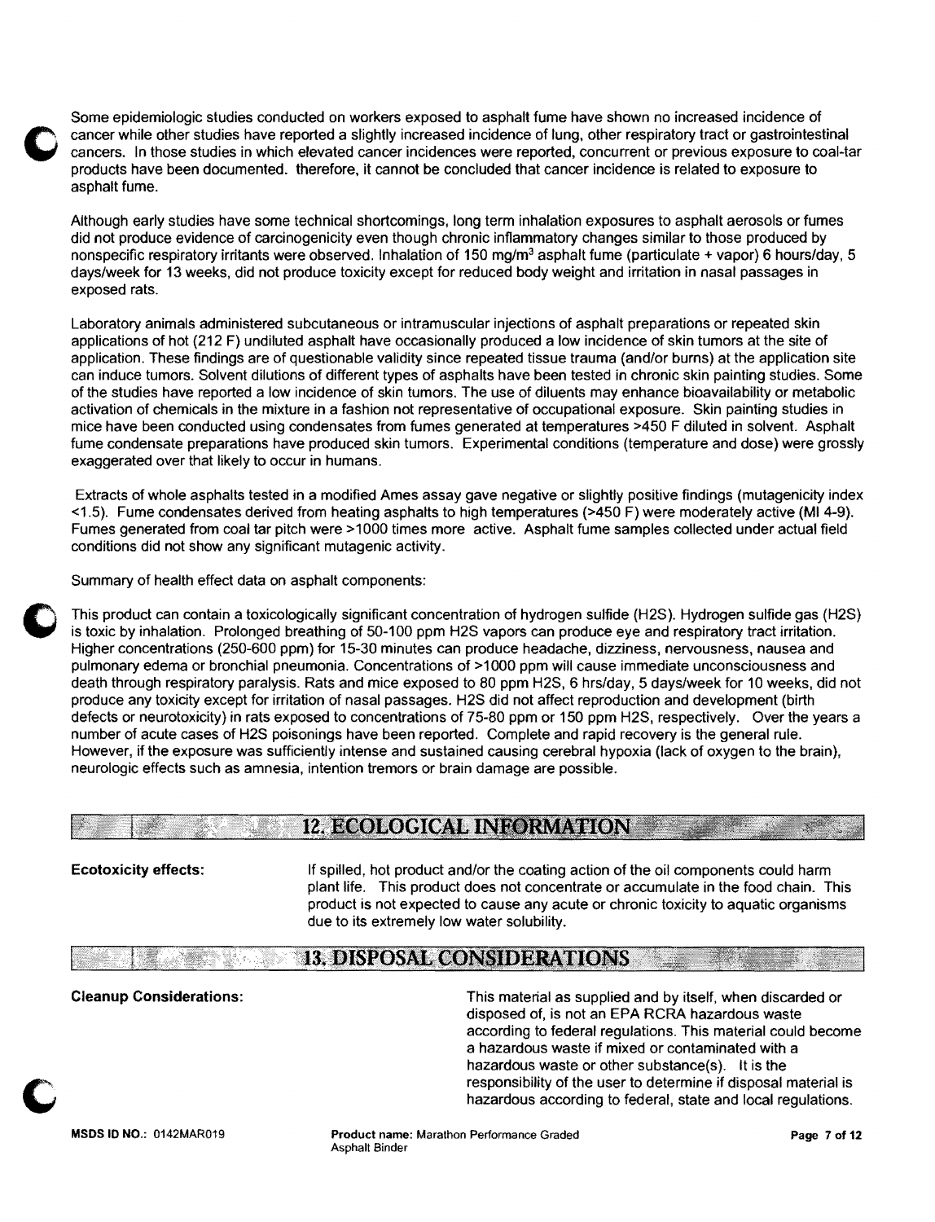Some epidemiologic studies conducted on workers exposed to asphalt fume have shown no increased incidence of cancer while other studies have reported a slightly increased incidence of lung, other respiratory tract or gastrointestinal cancers. In those studies in which elevated cancer incidences were reported, concurrent or previous exposure to coal-tar products have been documented. therefore, it cannot be concluded that cancer incidence is related to exposure to asphalt fume.

Although early studies have some technical shortcomings, long term inhalation exposures to asphalt aerosols or fumes did not produce evidence of carcinogenicity even though chronic inflammatory changes similar to those produced by nonspecific respiratory irritants were observed. Inhalation of 150 $mg/m^3$ asphalt fume (particulate + vapor) 6 hours/day, 5 days/week for 13 weeks, did not produce toxicity except for reduced body weight and irritation in nasal passages in exposed rats.

Laboratory animals administered subcutaneous or intramuscular injections of asphalt preparations or repeated skin applications of hot (212 F) undiluted asphalt have occasionally produced a low incidence of skin tumors at the site of application. These findings are of questionable validity since repeated tissue trauma (and/or burns) at the application site can induce tumors. Solvent dilutions of different types of asphalts have been tested in chronic skin painting studies. Some of the studies have reported a low incidence of skin tumors. The use of diluents may enhance bioavailability or metabolic activation of chemicals in the mixture in a fashion not representative of occupational exposure. Skin painting studies in mice have been conducted using condensates from fumes generated at temperatures >450 F diluted in solvent. Asphalt fume condensate preparations have produced skin tumors. Experimental conditions (temperature and dose) were grossly exaggerated over that likely to occur in humans.

Extracts of whole asphalts tested in a modified Ames assay gave negative or slightly positive findings (mutagenicity index <1.5). Fume condensates derived from heating asphalts to high temperatures (>450 F) were moderately active (MI 4-9). Fumes generated from coal tar pitch were >1000 times more active. Asphalt fume samples collected under actual field conditions did not show any significant mutagenic activity.

Summary of health effect data on asphalt components:

This product can contain a toxicologically significant concentration of hydrogen sulfide ($H_2S$). Hydrogen sulfide gas ($H_2S$) is toxic by inhalation. Prolonged breathing of 50-100 ppm $H_2S$ vapors can produce eye and respiratory tract irritation. Higher concentrations (250-600 ppm) for 15-30 minutes can produce headache, dizziness, nervousness, nausea and pulmonary edema or bronchial pneumonia. Concentrations of >1000 ppm will cause immediate unconsciousness and death through respiratory paralysis. Rats and mice exposed to 80 ppm $H_2S$, 6 hrs/day, 5 days/week for 10 weeks, did not produce any toxicity except for irritation of nasal passages. $H_2S$ did not affect reproduction and development (birth defects or neurotoxicity) in rats exposed to concentrations of 75-80 ppm or 150 ppm $H_2S$, respectively. Over the years a number of acute cases of $H_2S$ poisonings have been reported. Complete and rapid recovery is the general rule. However, if the exposure was sufficiently intense and sustained causing cerebral hypoxia (lack of oxygen to the brain), neurologic effects such as amnesia, intention tremors or brain damage are possible.

## 12. ECOLOGICAL INFORMATION

**Ecotoxicity effects:** If spilled, hot product and/or the coating action of the oil components could harm plant life. This product does not concentrate or accumulate in the food chain. This product is not expected to cause any acute or chronic toxicity to aquatic organisms due to its extremely low water solubility.

## 13. DISPOSAL CONSIDERATIONS

**Cleanup Considerations:** This material as supplied and by itself, when discarded or disposed of, is not an EPA RCRA hazardous waste according to federal regulations. This material could become a hazardous waste if mixed or contaminated with a hazardous waste or other substance(s). It is the responsibility of the user to determine if disposal material is hazardous according to federal, state and local regulations.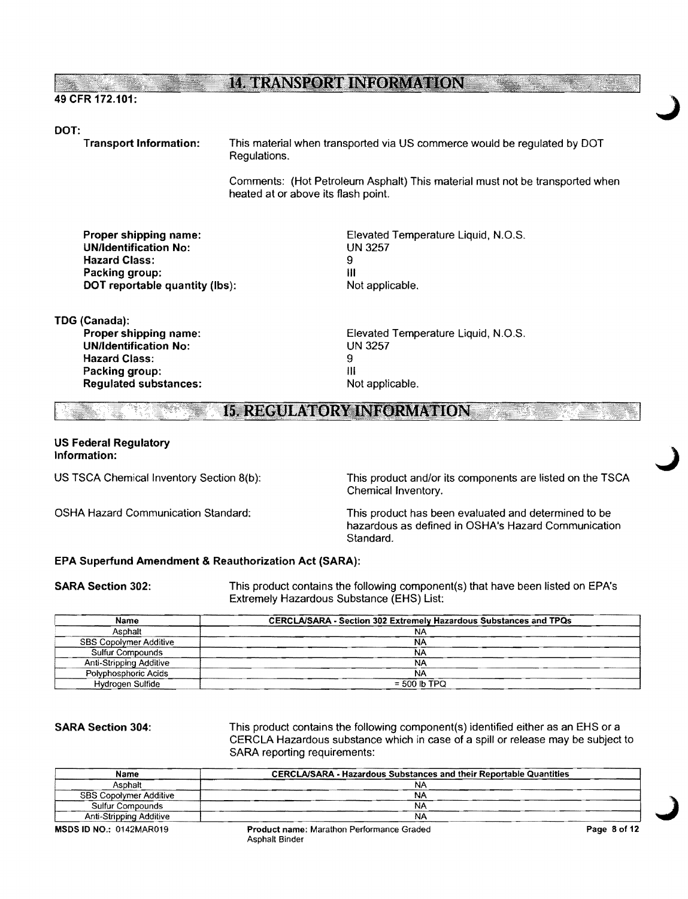## 14. TRANSPORT INFORMATION

**49 CFR 172.101:**

**DOT:**

**Transport Information:** This material when transported via US commerce would be regulated by DOT Regulations.

Comments: (Hot Petroleum Asphalt) This material must not be transported when heated at or above its flash point.

**Proper shipping name:** Elevated Temperature Liquid, N.O.S.
**UN/Identification No:** UN 3257
**Hazard Class:** 9
**Packing group:** III
**DOT reportable quantity (lbs):** Not applicable.

**TDG (Canada):**

**Proper shipping name:** Elevated Temperature Liquid, N.O.S.
**UN/Identification No:** UN 3257
**Hazard Class:** 9
**Packing group:** III
**Regulated substances:** Not applicable.

## 15. REGULATORY INFORMATION

**US Federal Regulatory Information:**

US TSCA Chemical Inventory Section 8(b): This product and/or its components are listed on the TSCA Chemical Inventory.

OSHA Hazard Communication Standard: This product has been evaluated and determined to be hazardous as defined in OSHA's Hazard Communication Standard.

**EPA Superfund Amendment & Reauthorization Act (SARA):**

**SARA Section 302:** This product contains the following component(s) that have been listed on EPA's Extremely Hazardous Substance (EHS) List:

| Name | CERCLA/SARA - Section 302 Extremely Hazardous Substances and TPQs |
|---|---|
| Asphalt | NA |
| SBS Copolymer Additive | NA |
| Sulfur Compounds | NA |
| Anti-Stripping Additive | NA |
| Polyphosphoric Acids | NA |
| Hydrogen Sulfide | = 500 lb TPQ |

**SARA Section 304:** This product contains the following component(s) identified either as an EHS or a CERCLA Hazardous substance which in case of a spill or release may be subject to SARA reporting requirements:

| Name | CERCLA/SARA - Hazardous Substances and their Reportable Quantities |
|---|---|
| Asphalt | NA |
| SBS Copolymer Additive | NA |
| Sulfur Compounds | NA |
| Anti-Stripping Additive | NA |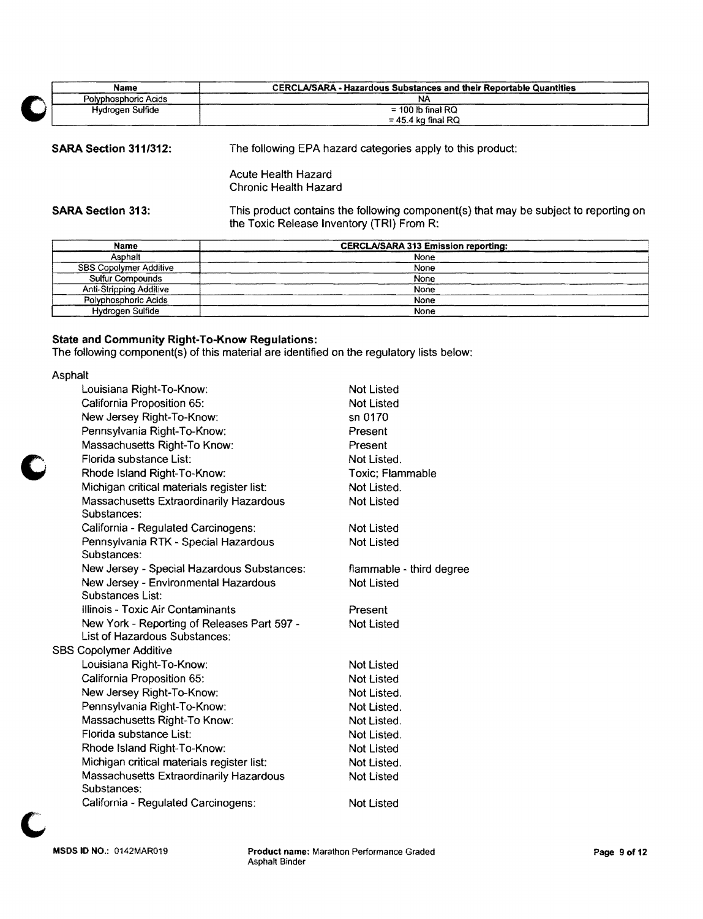| Name | CERCLA/SARA - Hazardous Substances and their Reportable Quantities |
|---|---|
| Polyphosphoric Acids | NA |
| Hydrogen Sulfide | = 100 lb final RQ<br>= 45.4 kg final RQ |

**SARA Section 311/312:** The following EPA hazard categories apply to this product:

Acute Health Hazard
Chronic Health Hazard

**SARA Section 313:** This product contains the following component(s) that may be subject to reporting on the Toxic Release Inventory (TRI) From R:

| Name | CERCLA/SARA 313 Emission reporting: |
|---|---|
| Asphalt | None |
| SBS Copolymer Additive | None |
| Sulfur Compounds | None |
| Anti-Stripping Additive | None |
| Polyphosphoric Acids | None |
| Hydrogen Sulfide | None |

**State and Community Right-To-Know Regulations:**
The following component(s) of this material are identified on the regulatory lists below:

Asphalt

| | |
|---|---|
| Louisiana Right-To-Know: | Not Listed |
| California Proposition 65: | Not Listed |
| New Jersey Right-To-Know: | sn 0170 |
| Pennsylvania Right-To-Know: | Present |
| Massachusetts Right-To Know: | Present |
| Florida substance List: | Not Listed. |
| Rhode Island Right-To-Know: | Toxic; Flammable |
| Michigan critical materials register list: | Not Listed. |
| Massachusetts Extraordinarily Hazardous Substances: | Not Listed |
| California - Regulated Carcinogens: | Not Listed |
| Pennsylvania RTK - Special Hazardous Substances: | Not Listed |
| New Jersey - Special Hazardous Substances: | flammable - third degree |
| New Jersey - Environmental Hazardous Substances List: | Not Listed |
| Illinois - Toxic Air Contaminants | Present |
| New York - Reporting of Releases Part 597 - List of Hazardous Substances: | Not Listed |

SBS Copolymer Additive

| | |
|---|---|
| Louisiana Right-To-Know: | Not Listed |
| California Proposition 65: | Not Listed |
| New Jersey Right-To-Know: | Not Listed. |
| Pennsylvania Right-To-Know: | Not Listed. |
| Massachusetts Right-To Know: | Not Listed. |
| Florida substance List: | Not Listed. |
| Rhode Island Right-To-Know: | Not Listed |
| Michigan critical materials register list: | Not Listed. |
| Massachusetts Extraordinarily Hazardous Substances: | Not Listed |
| California - Regulated Carcinogens: | Not Listed |

MSDS ID NO.: 0142MAR019 Product name: Marathon Performance Graded Asphalt Binder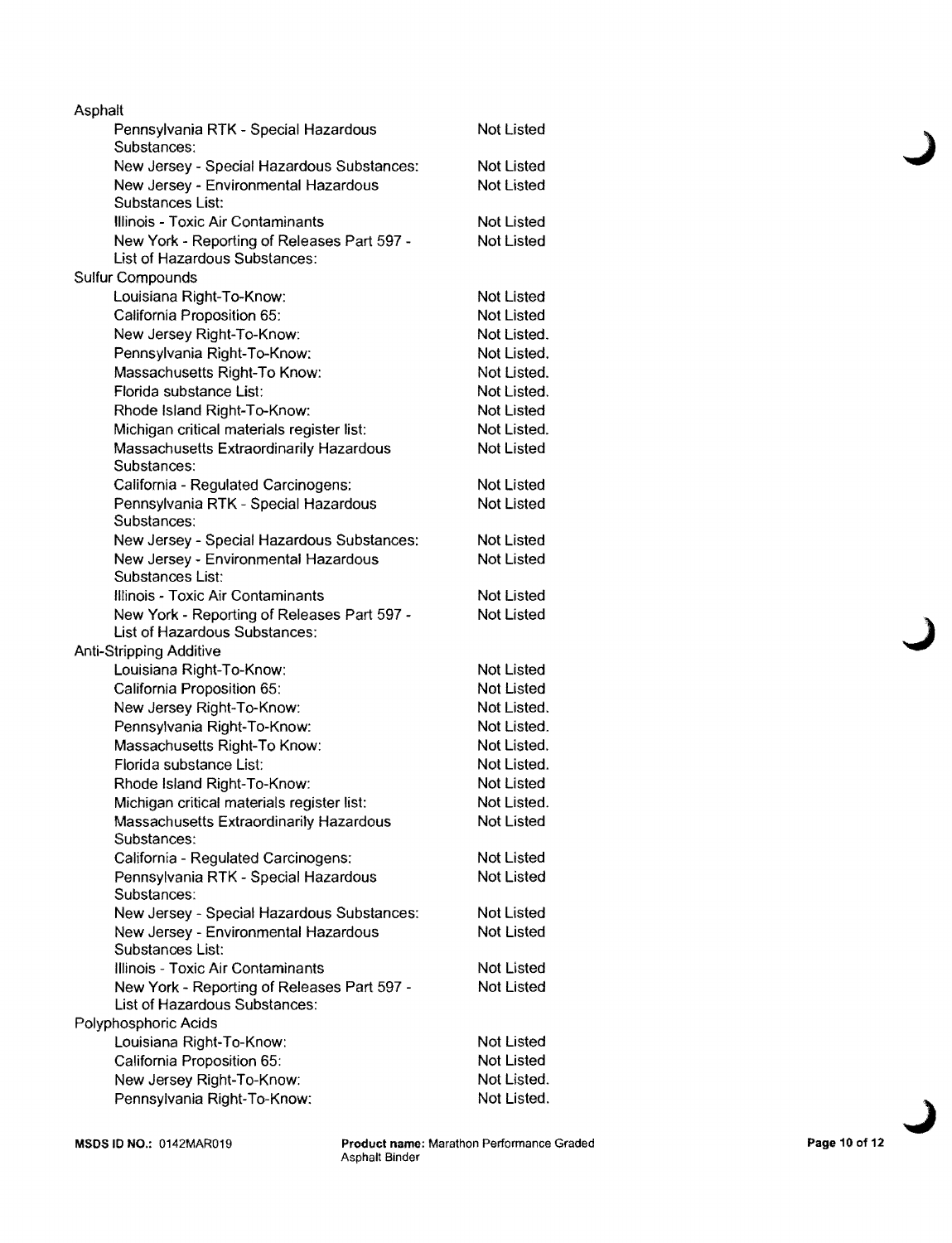| | |
|---|---|
| **Asphalt** | |
| Pennsylvania RTK - Special Hazardous Substances: | Not Listed |
| New Jersey - Special Hazardous Substances: | Not Listed |
| New Jersey - Environmental Hazardous Substances List: | Not Listed |
| Illinois - Toxic Air Contaminants | Not Listed |
| New York - Reporting of Releases Part 597 - List of Hazardous Substances: | Not Listed |
| **Sulfur Compounds** | |
| Louisiana Right-To-Know: | Not Listed |
| California Proposition 65: | Not Listed |
| New Jersey Right-To-Know: | Not Listed. |
| Pennsylvania Right-To-Know: | Not Listed. |
| Massachusetts Right-To Know: | Not Listed. |
| Florida substance List: | Not Listed. |
| Rhode Island Right-To-Know: | Not Listed |
| Michigan critical materials register list: | Not Listed. |
| Massachusetts Extraordinarily Hazardous Substances: | Not Listed |
| California - Regulated Carcinogens: | Not Listed |
| Pennsylvania RTK - Special Hazardous Substances: | Not Listed |
| New Jersey - Special Hazardous Substances: | Not Listed |
| New Jersey - Environmental Hazardous Substances List: | Not Listed |
| Illinois - Toxic Air Contaminants | Not Listed |
| New York - Reporting of Releases Part 597 - List of Hazardous Substances: | Not Listed |
| **Anti-Stripping Additive** | |
| Louisiana Right-To-Know: | Not Listed |
| California Proposition 65: | Not Listed |
| New Jersey Right-To-Know: | Not Listed. |
| Pennsylvania Right-To-Know: | Not Listed. |
| Massachusetts Right-To Know: | Not Listed. |
| Florida substance List: | Not Listed. |
| Rhode Island Right-To-Know: | Not Listed |
| Michigan critical materials register list: | Not Listed. |
| Massachusetts Extraordinarily Hazardous Substances: | Not Listed |
| California - Regulated Carcinogens: | Not Listed |
| Pennsylvania RTK - Special Hazardous Substances: | Not Listed |
| New Jersey - Special Hazardous Substances: | Not Listed |
| New Jersey - Environmental Hazardous Substances List: | Not Listed |
| Illinois - Toxic Air Contaminants | Not Listed |
| New York - Reporting of Releases Part 597 - List of Hazardous Substances: | Not Listed |
| **Polyphosphoric Acids** | |
| Louisiana Right-To-Know: | Not Listed |
| California Proposition 65: | Not Listed |
| New Jersey Right-To-Know: | Not Listed. |
| Pennsylvania Right-To-Know: | Not Listed. |

**MSDS ID NO.:** 0142MAR019 **Product name:** Marathon Performance Graded Asphalt Binder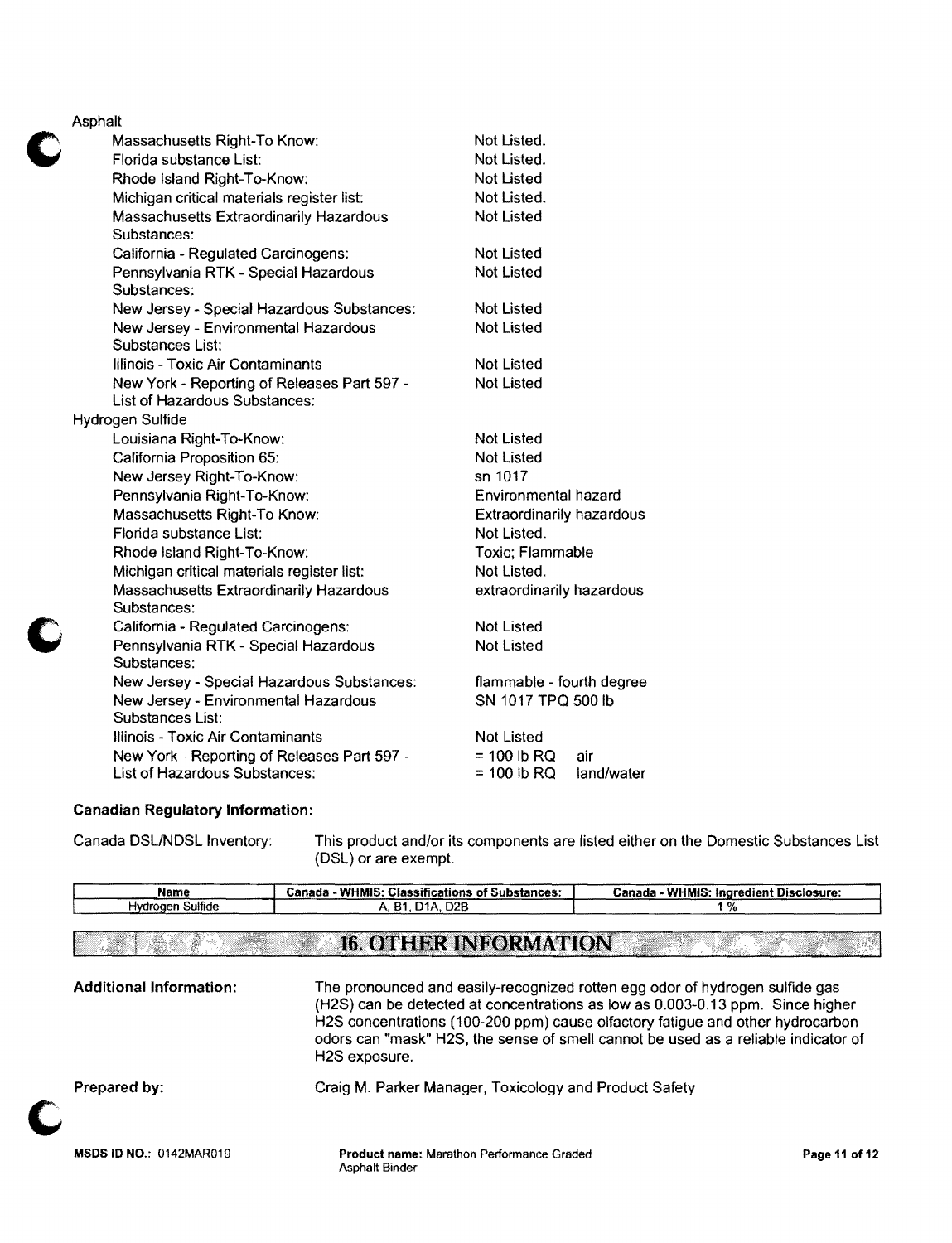Asphalt

| | |
|---|---|
| Massachusetts Right-To Know: | Not Listed. |
| Florida substance List: | Not Listed. |
| Rhode Island Right-To-Know: | Not Listed |
| Michigan critical materials register list: | Not Listed. |
| Massachusetts Extraordinarily Hazardous Substances: | Not Listed |
| California - Regulated Carcinogens: | Not Listed |
| Pennsylvania RTK - Special Hazardous Substances: | Not Listed |
| New Jersey - Special Hazardous Substances: | Not Listed |
| New Jersey - Environmental Hazardous Substances List: | Not Listed |
| Illinois - Toxic Air Contaminants | Not Listed |
| New York - Reporting of Releases Part 597 - List of Hazardous Substances: | Not Listed |

Hydrogen Sulfide

| | |
|---|---|
| Louisiana Right-To-Know: | Not Listed |
| California Proposition 65: | Not Listed |
| New Jersey Right-To-Know: | sn 1017 |
| Pennsylvania Right-To-Know: | Environmental hazard |
| Massachusetts Right-To Know: | Extraordinarily hazardous |
| Florida substance List: | Not Listed. |
| Rhode Island Right-To-Know: | Toxic; Flammable |
| Michigan critical materials register list: | Not Listed. |
| Massachusetts Extraordinarily Hazardous Substances: | extraordinarily hazardous |
| California - Regulated Carcinogens: | Not Listed |
| Pennsylvania RTK - Special Hazardous Substances: | Not Listed |
| New Jersey - Special Hazardous Substances: | flammable - fourth degree |
| New Jersey - Environmental Hazardous Substances List: | SN 1017 TPQ 500 lb |
| Illinois - Toxic Air Contaminants | Not Listed |
| New York - Reporting of Releases Part 597 - List of Hazardous Substances: | = 100 lb RQ air<br>= 100 lb RQ land/water |

**Canadian Regulatory Information:**

Canada DSL/NDSL Inventory: This product and/or its components are listed either on the Domestic Substances List (DSL) or are exempt.

| Name | Canada - WHMIS: Classifications of Substances: | Canada - WHMIS: Ingredient Disclosure: |
|---|---|---|
| Hydrogen Sulfide | A, B1, D1A, D2B | 1 % |

## 16. OTHER INFORMATION

**Additional Information:** The pronounced and easily-recognized rotten egg odor of hydrogen sulfide gas (H2S) can be detected at concentrations as low as 0.003-0.13 ppm. Since higher H2S concentrations (100-200 ppm) cause olfactory fatigue and other hydrocarbon odors can "mask" H2S, the sense of smell cannot be used as a reliable indicator of H2S exposure.

**Prepared by:** Craig M. Parker Manager, Toxicology and Product Safety

**MSDS ID NO.:** 0142MAR019 **Product name:** Marathon Performance Graded Asphalt Binder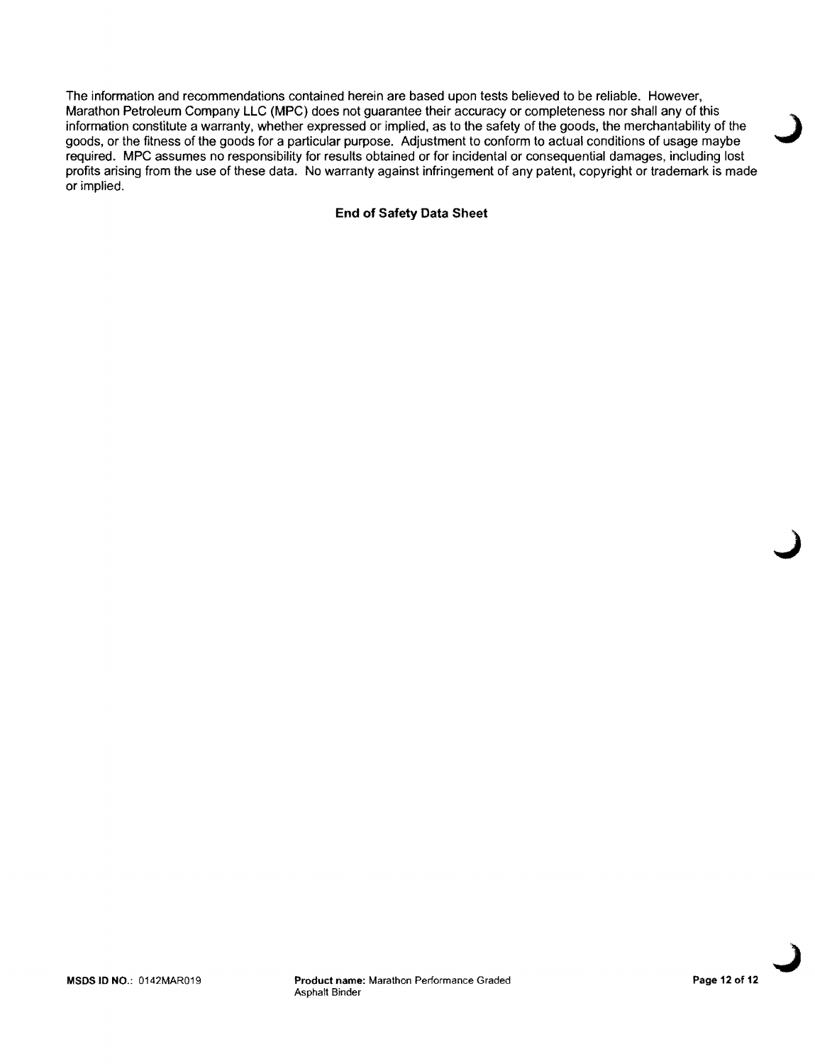The information and recommendations contained herein are based upon tests believed to be reliable. However, Marathon Petroleum Company LLC (MPC) does not guarantee their accuracy or completeness nor shall any of this information constitute a warranty, whether expressed or implied, as to the safety of the goods, the merchantability of the goods, or the fitness of the goods for a particular purpose. Adjustment to conform to actual conditions of usage maybe required. MPC assumes no responsibility for results obtained or for incidental or consequential damages, including lost profits arising from the use of these data. No warranty against infringement of any patent, copyright or trademark is made or implied.

**End of Safety Data Sheet**